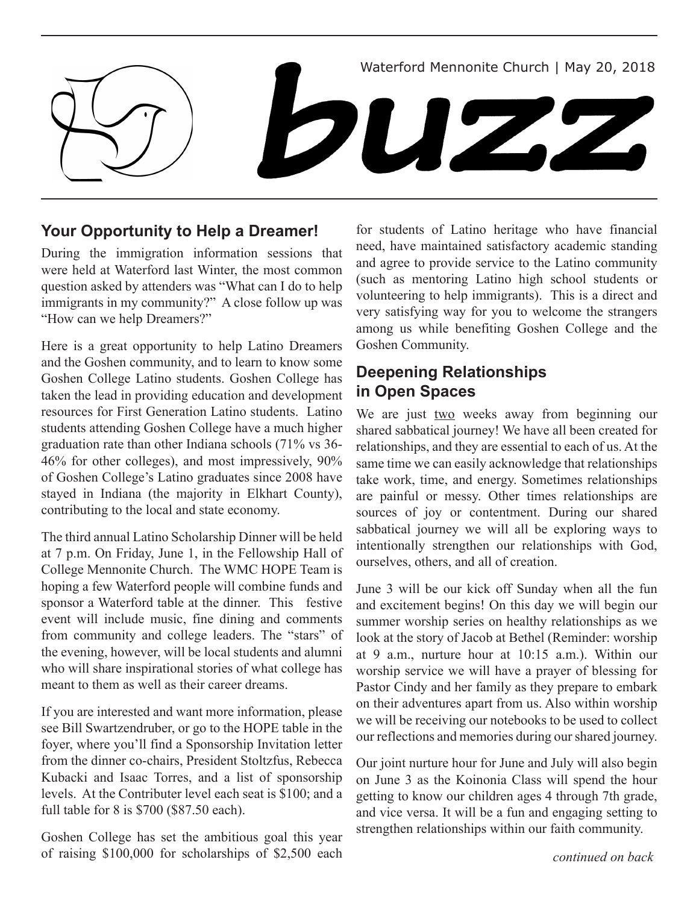Waterford Mennonite Church | May 20, 2018

# buzz

## Your Opportunity to Help a Dreamer!

During the immigration information sessions that were held at Waterford last Winter, the most common question asked by attenders was "What can I do to help immigrants in my community?" A close follow up was "How can we help Dreamers?"

Here is a great opportunity to help Latino Dreamers and the Goshen community, and to learn to know some Goshen College Latino students. Goshen College has taken the lead in providing education and development resources for First Generation Latino students. Latino students attending Goshen College have a much higher graduation rate than other Indiana schools (71% vs 36-46% for other colleges), and most impressively, 90% of Goshen College's Latino graduates since 2008 have stayed in Indiana (the majority in Elkhart County), contributing to the local and state economy.

The third annual Latino Scholarship Dinner will be held at 7 p.m. On Friday, June 1, in the Fellowship Hall of College Mennonite Church. The WMC HOPE Team is hoping a few Waterford people will combine funds and sponsor a Waterford table at the dinner. This festive event will include music, fine dining and comments from community and college leaders. The "stars" of the evening, however, will be local students and alumni who will share inspirational stories of what college has meant to them as well as their career dreams.

If you are interested and want more information, please see Bill Swartzendruber, or go to the HOPE table in the foyer, where you'll find a Sponsorship Invitation letter from the dinner co-chairs, President Stoltzfus, Rebecca Kubacki and Isaac Torres, and a list of sponsorship levels. At the Contributer level each seat is $100; and a full table for 8 is $700 ($87.50 each).

Goshen College has set the ambitious goal this year of raising $100,000 for scholarships of $2,500 each for students of Latino heritage who have financial need, have maintained satisfactory academic standing and agree to provide service to the Latino community (such as mentoring Latino high school students or volunteering to help immigrants). This is a direct and very satisfying way for you to welcome the strangers among us while benefiting Goshen College and the Goshen Community.

## Deepening Relationships in Open Spaces

We are just two weeks away from beginning our shared sabbatical journey! We have all been created for relationships, and they are essential to each of us. At the same time we can easily acknowledge that relationships take work, time, and energy. Sometimes relationships are painful or messy. Other times relationships are sources of joy or contentment. During our shared sabbatical journey we will all be exploring ways to intentionally strengthen our relationships with God, ourselves, others, and all of creation.

June 3 will be our kick off Sunday when all the fun and excitement begins! On this day we will begin our summer worship series on healthy relationships as we look at the story of Jacob at Bethel (Reminder: worship at 9 a.m., nurture hour at 10:15 a.m.). Within our worship service we will have a prayer of blessing for Pastor Cindy and her family as they prepare to embark on their adventures apart from us. Also within worship we will be receiving our notebooks to be used to collect our reflections and memories during our shared journey.

Our joint nurture hour for June and July will also begin on June 3 as the Koinonia Class will spend the hour getting to know our children ages 4 through 7th grade, and vice versa. It will be a fun and engaging setting to strengthen relationships within our faith community.

*continued on back*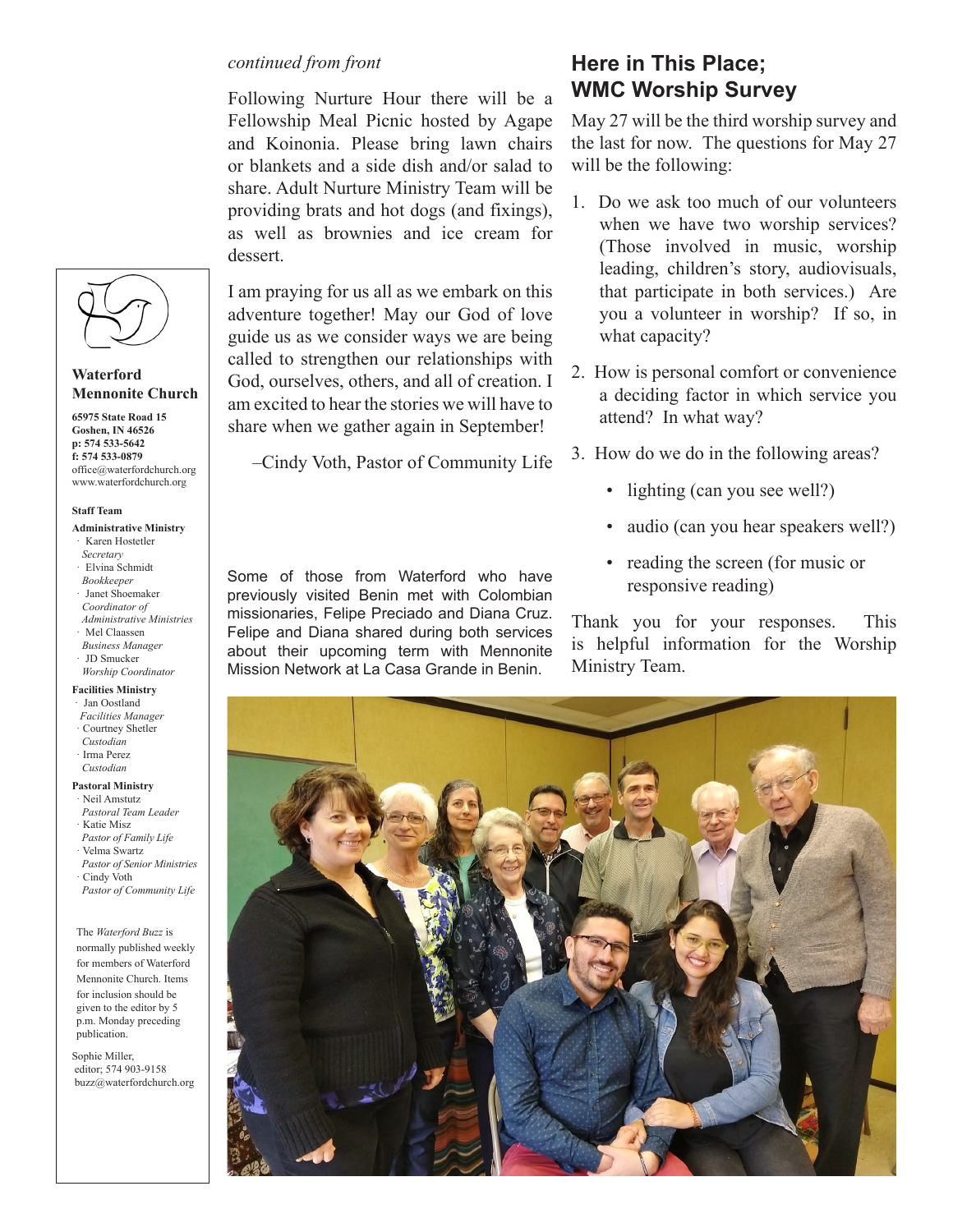*continued from front*

Following Nurture Hour there will be a Fellowship Meal Picnic hosted by Agape and Koinonia. Please bring lawn chairs or blankets and a side dish and/or salad to share. Adult Nurture Ministry Team will be providing brats and hot dogs (and fixings), as well as brownies and ice cream for dessert.

I am praying for us all as we embark on this adventure together! May our God of love guide us as we consider ways we are being called to strengthen our relationships with God, ourselves, others, and all of creation. I am excited to hear the stories we will have to share when we gather again in September!

–Cindy Voth, Pastor of Community Life

Some of those from Waterford who have previously visited Benin met with Colombian missionaries, Felipe Preciado and Diana Cruz. Felipe and Diana shared during both services about their upcoming term with Mennonite Mission Network at La Casa Grande in Benin.

## Here in This Place; WMC Worship Survey

May 27 will be the third worship survey and the last for now. The questions for May 27 will be the following:

1. Do we ask too much of our volunteers when we have two worship services? (Those involved in music, worship leading, children's story, audiovisuals, that participate in both services.) Are you a volunteer in worship? If so, in what capacity?
2. How is personal comfort or convenience a deciding factor in which service you attend? In what way?
3. How do we do in the following areas?
   - lighting (can you see well?)
   - audio (can you hear speakers well?)
   - reading the screen (for music or responsive reading)

Thank you for your responses. This is helpful information for the Worship Ministry Team.

**Waterford Mennonite Church**

**65975 State Road 15**
**Goshen, IN 46526**
**p: 574 533-5642**
**f: 574 533-0879**
office@waterfordchurch.org
www.waterfordchurch.org

**Staff Team**

**Administrative Ministry**
- Karen Hostetler, *Secretary*
- Elvina Schmidt, *Bookkeeper*
- Janet Shoemaker, *Coordinator of Administrative Ministries*
- Mel Claassen, *Business Manager*
- JD Smucker, *Worship Coordinator*

**Facilities Ministry**
- Jan Oostland, *Facilities Manager*
- Courtney Shetler, *Custodian*
- Irma Perez, *Custodian*

**Pastoral Ministry**
- Neil Amstutz, *Pastoral Team Leader*
- Katie Misz, *Pastor of Family Life*
- Velma Swartz, *Pastor of Senior Ministries*
- Cindy Voth, *Pastor of Community Life*

The *Waterford Buzz* is normally published weekly for members of Waterford Mennonite Church. Items for inclusion should be given to the editor by 5 p.m. Monday preceding publication.

Sophie Miller, editor; 574 903-9158
buzz@waterfordchurch.org